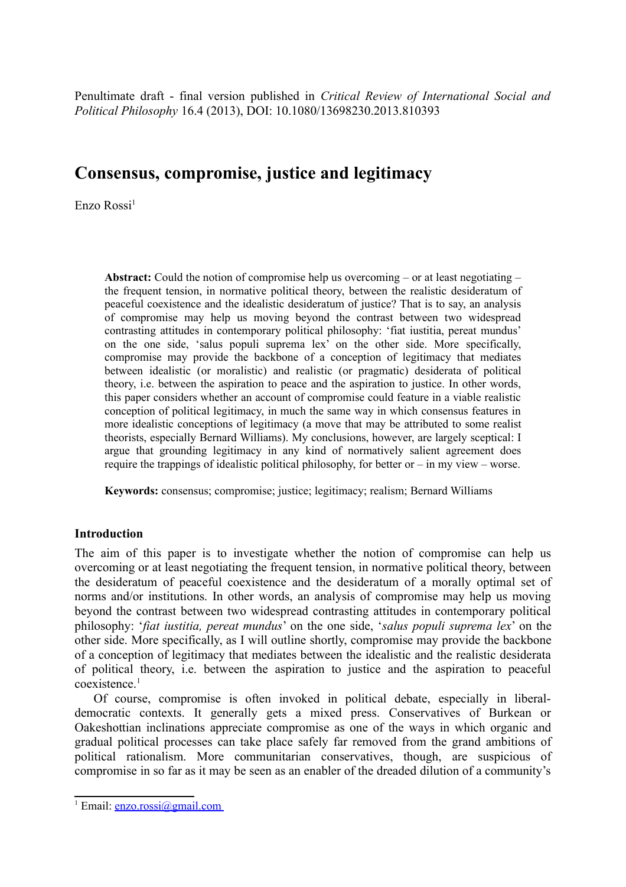Penultimate draft - final version published in *Critical Review of International Social and Political Philosophy* 16.4 (2013), DOI: 10.1080/13698230.2013.810393

# Consensus, compromise, justice and legitimacy

Enzo Rossi[1]

> **Abstract:** Could the notion of compromise help us overcoming – or at least negotiating – the frequent tension, in normative political theory, between the realistic desideratum of peaceful coexistence and the idealistic desideratum of justice? That is to say, an analysis of compromise may help us moving beyond the contrast between two widespread contrasting attitudes in contemporary political philosophy: 'fiat iustitia, pereat mundus' on the one side, 'salus populi suprema lex' on the other side. More specifically, compromise may provide the backbone of a conception of legitimacy that mediates between idealistic (or moralistic) and realistic (or pragmatic) desiderata of political theory, i.e. between the aspiration to peace and the aspiration to justice. In other words, this paper considers whether an account of compromise could feature in a viable realistic conception of political legitimacy, in much the same way in which consensus features in more idealistic conceptions of legitimacy (a move that may be attributed to some realist theorists, especially Bernard Williams). My conclusions, however, are largely sceptical: I argue that grounding legitimacy in any kind of normatively salient agreement does require the trappings of idealistic political philosophy, for better or – in my view – worse.
>
> **Keywords:** consensus; compromise; justice; legitimacy; realism; Bernard Williams

## Introduction

The aim of this paper is to investigate whether the notion of compromise can help us overcoming or at least negotiating the frequent tension, in normative political theory, between the desideratum of peaceful coexistence and the desideratum of a morally optimal set of norms and/or institutions. In other words, an analysis of compromise may help us moving beyond the contrast between two widespread contrasting attitudes in contemporary political philosophy: '*fiat iustitia, pereat mundus*' on the one side, '*salus populi suprema lex*' on the other side. More specifically, as I will outline shortly, compromise may provide the backbone of a conception of legitimacy that mediates between the idealistic and the realistic desiderata of political theory, i.e. between the aspiration to justice and the aspiration to peaceful coexistence.[1]

Of course, compromise is often invoked in political debate, especially in liberal-democratic contexts. It generally gets a mixed press. Conservatives of Burkean or Oakeshottian inclinations appreciate compromise as one of the ways in which organic and gradual political processes can take place safely far removed from the grand ambitions of political rationalism. More communitarian conservatives, though, are suspicious of compromise in so far as it may be seen as an enabler of the dreaded dilution of a community's

[1] Email: enzo.rossi@gmail.com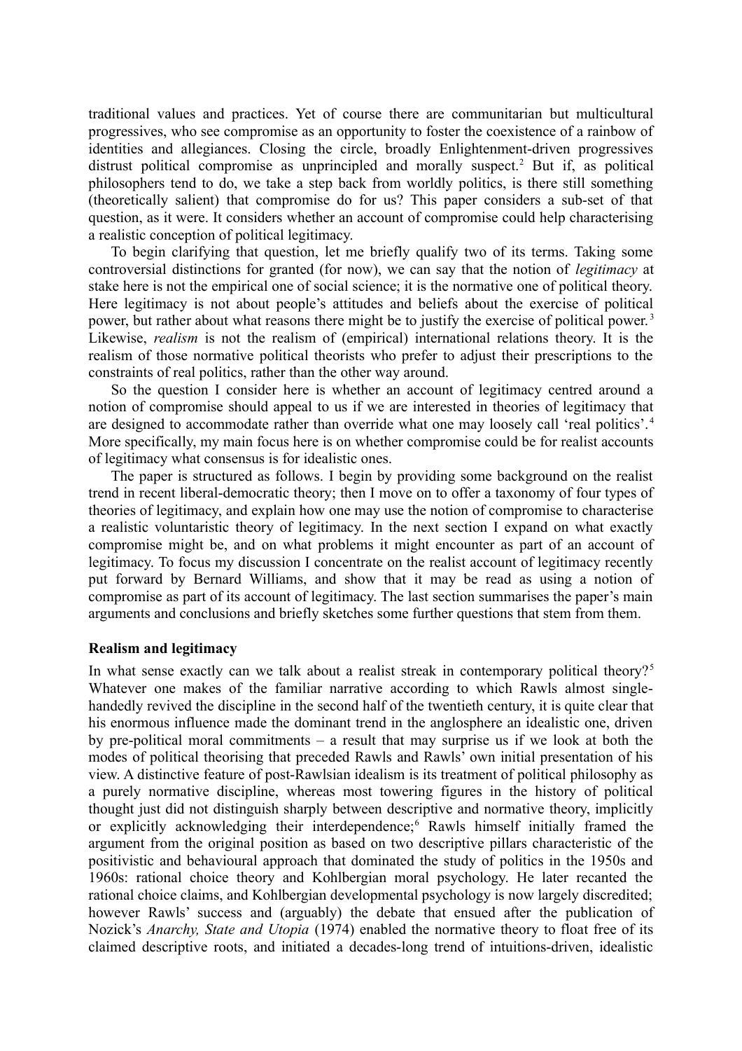traditional values and practices. Yet of course there are communitarian but multicultural progressives, who see compromise as an opportunity to foster the coexistence of a rainbow of identities and allegiances. Closing the circle, broadly Enlightenment-driven progressives distrust political compromise as unprincipled and morally suspect.[2] But if, as political philosophers tend to do, we take a step back from worldly politics, is there still something (theoretically salient) that compromise do for us? This paper considers a sub-set of that question, as it were. It considers whether an account of compromise could help characterising a realistic conception of political legitimacy.

To begin clarifying that question, let me briefly qualify two of its terms. Taking some controversial distinctions for granted (for now), we can say that the notion of *legitimacy* at stake here is not the empirical one of social science; it is the normative one of political theory. Here legitimacy is not about people's attitudes and beliefs about the exercise of political power, but rather about what reasons there might be to justify the exercise of political power.[3] Likewise, *realism* is not the realism of (empirical) international relations theory. It is the realism of those normative political theorists who prefer to adjust their prescriptions to the constraints of real politics, rather than the other way around.

So the question I consider here is whether an account of legitimacy centred around a notion of compromise should appeal to us if we are interested in theories of legitimacy that are designed to accommodate rather than override what one may loosely call 'real politics'.[4] More specifically, my main focus here is on whether compromise could be for realist accounts of legitimacy what consensus is for idealistic ones.

The paper is structured as follows. I begin by providing some background on the realist trend in recent liberal-democratic theory; then I move on to offer a taxonomy of four types of theories of legitimacy, and explain how one may use the notion of compromise to characterise a realistic voluntaristic theory of legitimacy. In the next section I expand on what exactly compromise might be, and on what problems it might encounter as part of an account of legitimacy. To focus my discussion I concentrate on the realist account of legitimacy recently put forward by Bernard Williams, and show that it may be read as using a notion of compromise as part of its account of legitimacy. The last section summarises the paper's main arguments and conclusions and briefly sketches some further questions that stem from them.

## Realism and legitimacy

In what sense exactly can we talk about a realist streak in contemporary political theory?[5] Whatever one makes of the familiar narrative according to which Rawls almost single-handedly revived the discipline in the second half of the twentieth century, it is quite clear that his enormous influence made the dominant trend in the anglosphere an idealistic one, driven by pre-political moral commitments – a result that may surprise us if we look at both the modes of political theorising that preceded Rawls and Rawls' own initial presentation of his view. A distinctive feature of post-Rawlsian idealism is its treatment of political philosophy as a purely normative discipline, whereas most towering figures in the history of political thought just did not distinguish sharply between descriptive and normative theory, implicitly or explicitly acknowledging their interdependence;[6] Rawls himself initially framed the argument from the original position as based on two descriptive pillars characteristic of the positivistic and behavioural approach that dominated the study of politics in the 1950s and 1960s: rational choice theory and Kohlbergian moral psychology. He later recanted the rational choice claims, and Kohlbergian developmental psychology is now largely discredited; however Rawls' success and (arguably) the debate that ensued after the publication of Nozick's *Anarchy, State and Utopia* (1974) enabled the normative theory to float free of its claimed descriptive roots, and initiated a decades-long trend of intuitions-driven, idealistic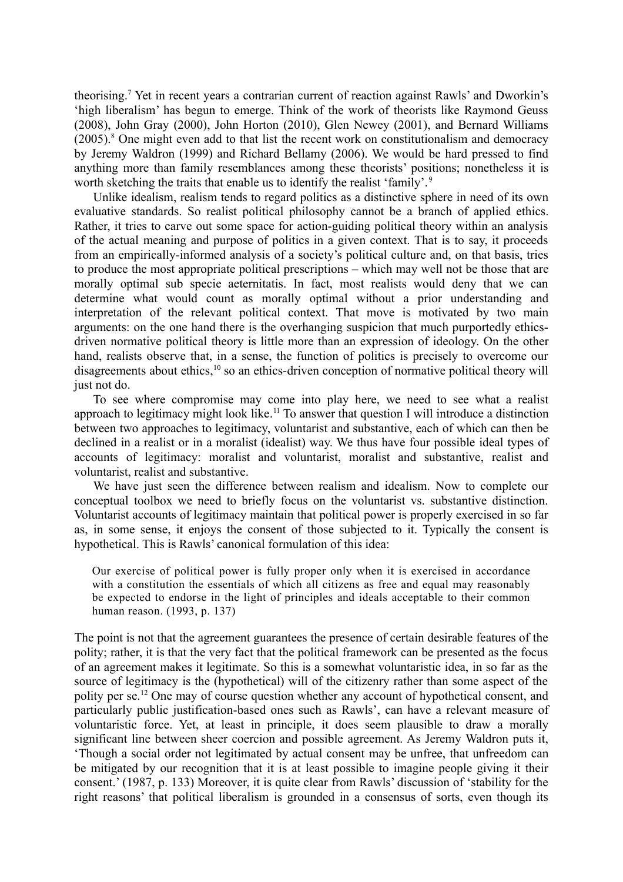theorising.[7] Yet in recent years a contrarian current of reaction against Rawls' and Dworkin's 'high liberalism' has begun to emerge. Think of the work of theorists like Raymond Geuss (2008), John Gray (2000), John Horton (2010), Glen Newey (2001), and Bernard Williams (2005).[8] One might even add to that list the recent work on constitutionalism and democracy by Jeremy Waldron (1999) and Richard Bellamy (2006). We would be hard pressed to find anything more than family resemblances among these theorists' positions; nonetheless it is worth sketching the traits that enable us to identify the realist 'family'.[9]

Unlike idealism, realism tends to regard politics as a distinctive sphere in need of its own evaluative standards. So realist political philosophy cannot be a branch of applied ethics. Rather, it tries to carve out some space for action-guiding political theory within an analysis of the actual meaning and purpose of politics in a given context. That is to say, it proceeds from an empirically-informed analysis of a society's political culture and, on that basis, tries to produce the most appropriate political prescriptions – which may well not be those that are morally optimal sub specie aeternitatis. In fact, most realists would deny that we can determine what would count as morally optimal without a prior understanding and interpretation of the relevant political context. That move is motivated by two main arguments: on the one hand there is the overhanging suspicion that much purportedly ethics-driven normative political theory is little more than an expression of ideology. On the other hand, realists observe that, in a sense, the function of politics is precisely to overcome our disagreements about ethics,[10] so an ethics-driven conception of normative political theory will just not do.

To see where compromise may come into play here, we need to see what a realist approach to legitimacy might look like.[11] To answer that question I will introduce a distinction between two approaches to legitimacy, voluntarist and substantive, each of which can then be declined in a realist or in a moralist (idealist) way. We thus have four possible ideal types of accounts of legitimacy: moralist and voluntarist, moralist and substantive, realist and voluntarist, realist and substantive.

We have just seen the difference between realism and idealism. Now to complete our conceptual toolbox we need to briefly focus on the voluntarist vs. substantive distinction. Voluntarist accounts of legitimacy maintain that political power is properly exercised in so far as, in some sense, it enjoys the consent of those subjected to it. Typically the consent is hypothetical. This is Rawls' canonical formulation of this idea:

> Our exercise of political power is fully proper only when it is exercised in accordance with a constitution the essentials of which all citizens as free and equal may reasonably be expected to endorse in the light of principles and ideals acceptable to their common human reason. (1993, p. 137)

The point is not that the agreement guarantees the presence of certain desirable features of the polity; rather, it is that the very fact that the political framework can be presented as the focus of an agreement makes it legitimate. So this is a somewhat voluntaristic idea, in so far as the source of legitimacy is the (hypothetical) will of the citizenry rather than some aspect of the polity per se.[12] One may of course question whether any account of hypothetical consent, and particularly public justification-based ones such as Rawls', can have a relevant measure of voluntaristic force. Yet, at least in principle, it does seem plausible to draw a morally significant line between sheer coercion and possible agreement. As Jeremy Waldron puts it, 'Though a social order not legitimated by actual consent may be unfree, that unfreedom can be mitigated by our recognition that it is at least possible to imagine people giving it their consent.' (1987, p. 133) Moreover, it is quite clear from Rawls' discussion of 'stability for the right reasons' that political liberalism is grounded in a consensus of sorts, even though its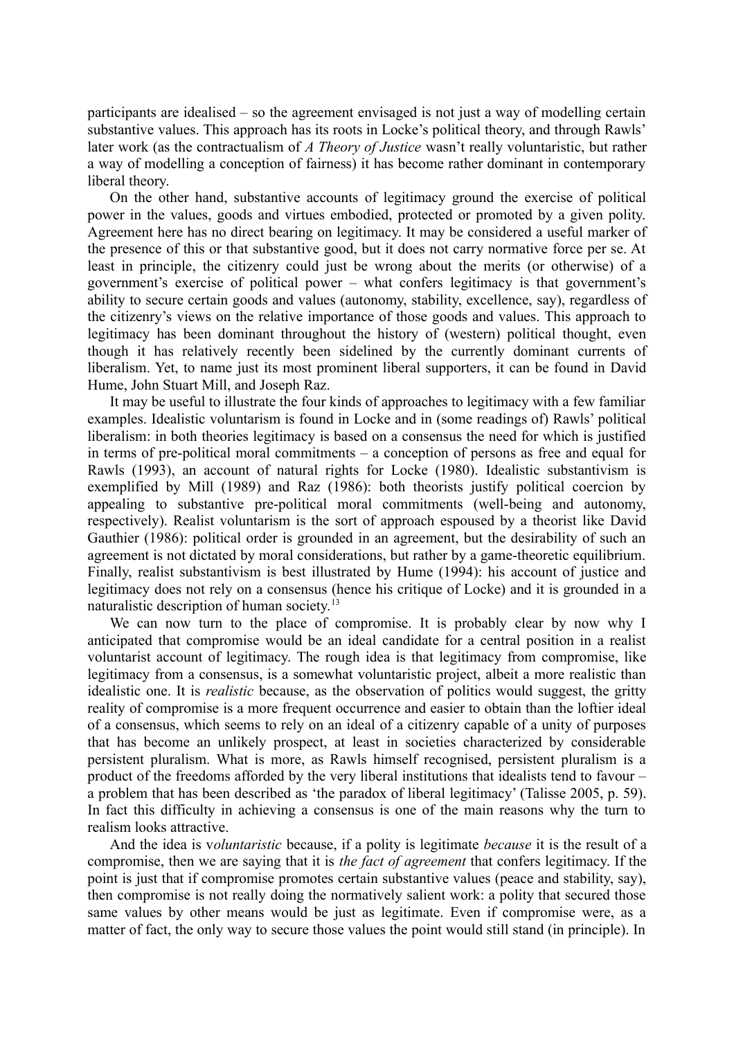participants are idealised – so the agreement envisaged is not just a way of modelling certain substantive values. This approach has its roots in Locke's political theory, and through Rawls' later work (as the contractualism of *A Theory of Justice* wasn't really voluntaristic, but rather a way of modelling a conception of fairness) it has become rather dominant in contemporary liberal theory.

On the other hand, substantive accounts of legitimacy ground the exercise of political power in the values, goods and virtues embodied, protected or promoted by a given polity. Agreement here has no direct bearing on legitimacy. It may be considered a useful marker of the presence of this or that substantive good, but it does not carry normative force per se. At least in principle, the citizenry could just be wrong about the merits (or otherwise) of a government's exercise of political power – what confers legitimacy is that government's ability to secure certain goods and values (autonomy, stability, excellence, say), regardless of the citizenry's views on the relative importance of those goods and values. This approach to legitimacy has been dominant throughout the history of (western) political thought, even though it has relatively recently been sidelined by the currently dominant currents of liberalism. Yet, to name just its most prominent liberal supporters, it can be found in David Hume, John Stuart Mill, and Joseph Raz.

It may be useful to illustrate the four kinds of approaches to legitimacy with a few familiar examples. Idealistic voluntarism is found in Locke and in (some readings of) Rawls' political liberalism: in both theories legitimacy is based on a consensus the need for which is justified in terms of pre-political moral commitments – a conception of persons as free and equal for Rawls (1993), an account of natural rights for Locke (1980). Idealistic substantivism is exemplified by Mill (1989) and Raz (1986): both theorists justify political coercion by appealing to substantive pre-political moral commitments (well-being and autonomy, respectively). Realist voluntarism is the sort of approach espoused by a theorist like David Gauthier (1986): political order is grounded in an agreement, but the desirability of such an agreement is not dictated by moral considerations, but rather by a game-theoretic equilibrium. Finally, realist substantivism is best illustrated by Hume (1994): his account of justice and legitimacy does not rely on a consensus (hence his critique of Locke) and it is grounded in a naturalistic description of human society.[13]

We can now turn to the place of compromise. It is probably clear by now why I anticipated that compromise would be an ideal candidate for a central position in a realist voluntarist account of legitimacy. The rough idea is that legitimacy from compromise, like legitimacy from a consensus, is a somewhat voluntaristic project, albeit a more realistic than idealistic one. It is *realistic* because, as the observation of politics would suggest, the gritty reality of compromise is a more frequent occurrence and easier to obtain than the loftier ideal of a consensus, which seems to rely on an ideal of a citizenry capable of a unity of purposes that has become an unlikely prospect, at least in societies characterized by considerable persistent pluralism. What is more, as Rawls himself recognised, persistent pluralism is a product of the freedoms afforded by the very liberal institutions that idealists tend to favour – a problem that has been described as 'the paradox of liberal legitimacy' (Talisse 2005, p. 59). In fact this difficulty in achieving a consensus is one of the main reasons why the turn to realism looks attractive.

And the idea is v*oluntaristic* because, if a polity is legitimate *because* it is the result of a compromise, then we are saying that it is *the fact of agreement* that confers legitimacy. If the point is just that if compromise promotes certain substantive values (peace and stability, say), then compromise is not really doing the normatively salient work: a polity that secured those same values by other means would be just as legitimate. Even if compromise were, as a matter of fact, the only way to secure those values the point would still stand (in principle). In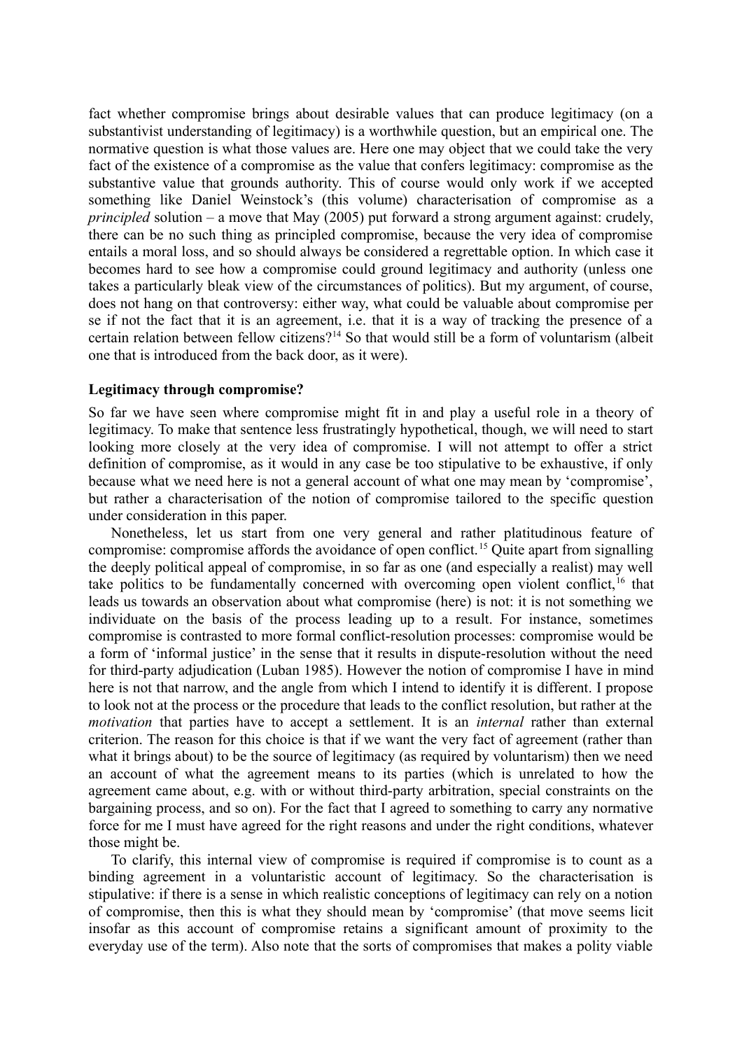fact whether compromise brings about desirable values that can produce legitimacy (on a substantivist understanding of legitimacy) is a worthwhile question, but an empirical one. The normative question is what those values are. Here one may object that we could take the very fact of the existence of a compromise as the value that confers legitimacy: compromise as the substantive value that grounds authority. This of course would only work if we accepted something like Daniel Weinstock's (this volume) characterisation of compromise as a *principled* solution – a move that May (2005) put forward a strong argument against: crudely, there can be no such thing as principled compromise, because the very idea of compromise entails a moral loss, and so should always be considered a regrettable option. In which case it becomes hard to see how a compromise could ground legitimacy and authority (unless one takes a particularly bleak view of the circumstances of politics). But my argument, of course, does not hang on that controversy: either way, what could be valuable about compromise per se if not the fact that it is an agreement, i.e. that it is a way of tracking the presence of a certain relation between fellow citizens?[14] So that would still be a form of voluntarism (albeit one that is introduced from the back door, as it were).

**Legitimacy through compromise?**

So far we have seen where compromise might fit in and play a useful role in a theory of legitimacy. To make that sentence less frustratingly hypothetical, though, we will need to start looking more closely at the very idea of compromise. I will not attempt to offer a strict definition of compromise, as it would in any case be too stipulative to be exhaustive, if only because what we need here is not a general account of what one may mean by 'compromise', but rather a characterisation of the notion of compromise tailored to the specific question under consideration in this paper.

Nonetheless, let us start from one very general and rather platitudinous feature of compromise: compromise affords the avoidance of open conflict.[15] Quite apart from signalling the deeply political appeal of compromise, in so far as one (and especially a realist) may well take politics to be fundamentally concerned with overcoming open violent conflict,[16] that leads us towards an observation about what compromise (here) is not: it is not something we individuate on the basis of the process leading up to a result. For instance, sometimes compromise is contrasted to more formal conflict-resolution processes: compromise would be a form of 'informal justice' in the sense that it results in dispute-resolution without the need for third-party adjudication (Luban 1985). However the notion of compromise I have in mind here is not that narrow, and the angle from which I intend to identify it is different. I propose to look not at the process or the procedure that leads to the conflict resolution, but rather at the *motivation* that parties have to accept a settlement. It is an *internal* rather than external criterion. The reason for this choice is that if we want the very fact of agreement (rather than what it brings about) to be the source of legitimacy (as required by voluntarism) then we need an account of what the agreement means to its parties (which is unrelated to how the agreement came about, e.g. with or without third-party arbitration, special constraints on the bargaining process, and so on). For the fact that I agreed to something to carry any normative force for me I must have agreed for the right reasons and under the right conditions, whatever those might be.

To clarify, this internal view of compromise is required if compromise is to count as a binding agreement in a voluntaristic account of legitimacy. So the characterisation is stipulative: if there is a sense in which realistic conceptions of legitimacy can rely on a notion of compromise, then this is what they should mean by 'compromise' (that move seems licit insofar as this account of compromise retains a significant amount of proximity to the everyday use of the term). Also note that the sorts of compromises that makes a polity viable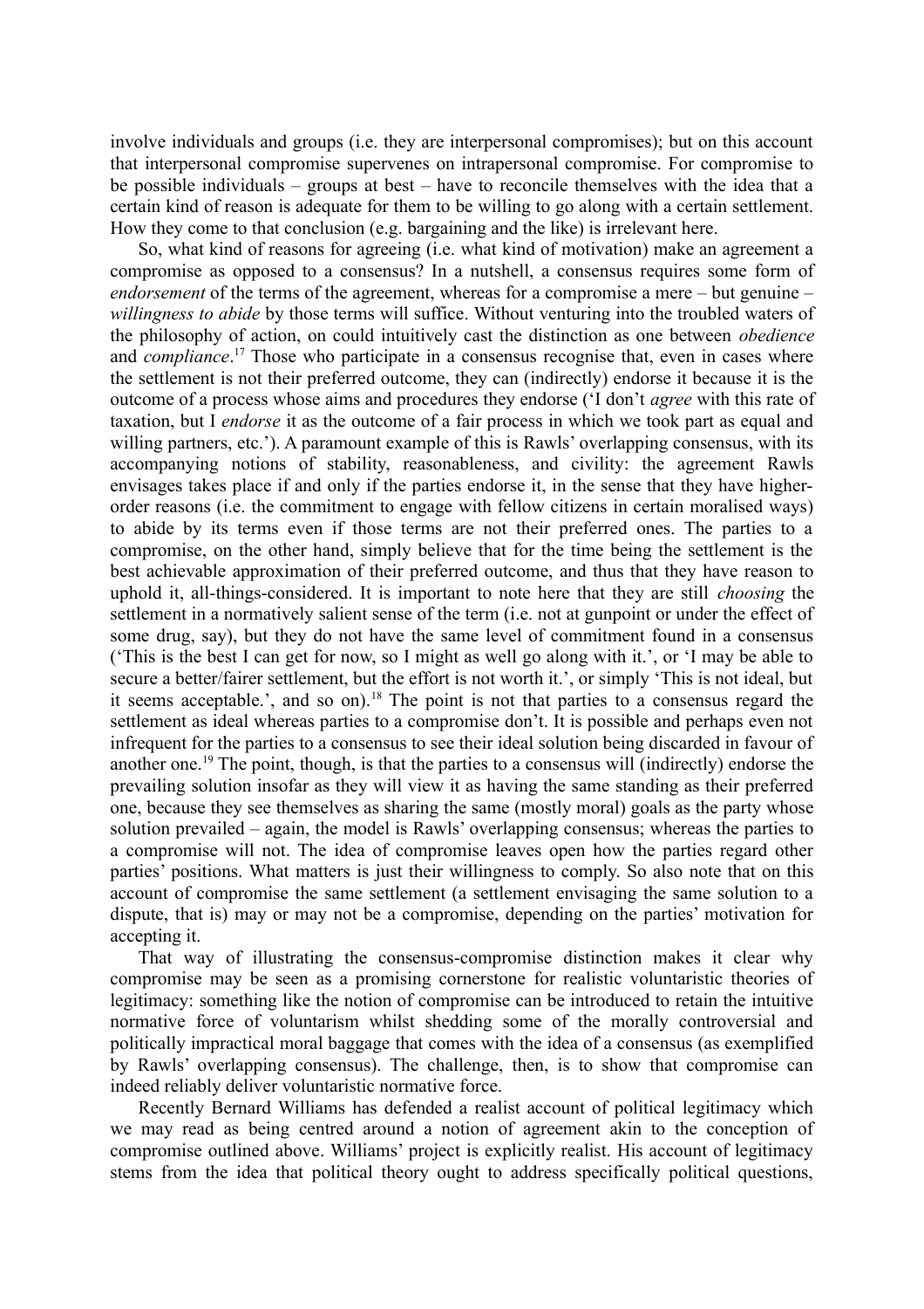involve individuals and groups (i.e. they are interpersonal compromises); but on this account that interpersonal compromise supervenes on intrapersonal compromise. For compromise to be possible individuals – groups at best – have to reconcile themselves with the idea that a certain kind of reason is adequate for them to be willing to go along with a certain settlement. How they come to that conclusion (e.g. bargaining and the like) is irrelevant here.

So, what kind of reasons for agreeing (i.e. what kind of motivation) make an agreement a compromise as opposed to a consensus? In a nutshell, a consensus requires some form of *endorsement* of the terms of the agreement, whereas for a compromise a mere – but genuine – *willingness to abide* by those terms will suffice. Without venturing into the troubled waters of the philosophy of action, on could intuitively cast the distinction as one between *obedience* and *compliance*.[17] Those who participate in a consensus recognise that, even in cases where the settlement is not their preferred outcome, they can (indirectly) endorse it because it is the outcome of a process whose aims and procedures they endorse ('I don't *agree* with this rate of taxation, but I *endorse* it as the outcome of a fair process in which we took part as equal and willing partners, etc.'). A paramount example of this is Rawls' overlapping consensus, with its accompanying notions of stability, reasonableness, and civility: the agreement Rawls envisages takes place if and only if the parties endorse it, in the sense that they have higher-order reasons (i.e. the commitment to engage with fellow citizens in certain moralised ways) to abide by its terms even if those terms are not their preferred ones. The parties to a compromise, on the other hand, simply believe that for the time being the settlement is the best achievable approximation of their preferred outcome, and thus that they have reason to uphold it, all-things-considered. It is important to note here that they are still *choosing* the settlement in a normatively salient sense of the term (i.e. not at gunpoint or under the effect of some drug, say), but they do not have the same level of commitment found in a consensus ('This is the best I can get for now, so I might as well go along with it.', or 'I may be able to secure a better/fairer settlement, but the effort is not worth it.', or simply 'This is not ideal, but it seems acceptable.', and so on).[18] The point is not that parties to a consensus regard the settlement as ideal whereas parties to a compromise don't. It is possible and perhaps even not infrequent for the parties to a consensus to see their ideal solution being discarded in favour of another one.[19] The point, though, is that the parties to a consensus will (indirectly) endorse the prevailing solution insofar as they will view it as having the same standing as their preferred one, because they see themselves as sharing the same (mostly moral) goals as the party whose solution prevailed – again, the model is Rawls' overlapping consensus; whereas the parties to a compromise will not. The idea of compromise leaves open how the parties regard other parties' positions. What matters is just their willingness to comply. So also note that on this account of compromise the same settlement (a settlement envisaging the same solution to a dispute, that is) may or may not be a compromise, depending on the parties' motivation for accepting it.

That way of illustrating the consensus-compromise distinction makes it clear why compromise may be seen as a promising cornerstone for realistic voluntaristic theories of legitimacy: something like the notion of compromise can be introduced to retain the intuitive normative force of voluntarism whilst shedding some of the morally controversial and politically impractical moral baggage that comes with the idea of a consensus (as exemplified by Rawls' overlapping consensus). The challenge, then, is to show that compromise can indeed reliably deliver voluntaristic normative force.

Recently Bernard Williams has defended a realist account of political legitimacy which we may read as being centred around a notion of agreement akin to the conception of compromise outlined above. Williams' project is explicitly realist. His account of legitimacy stems from the idea that political theory ought to address specifically political questions,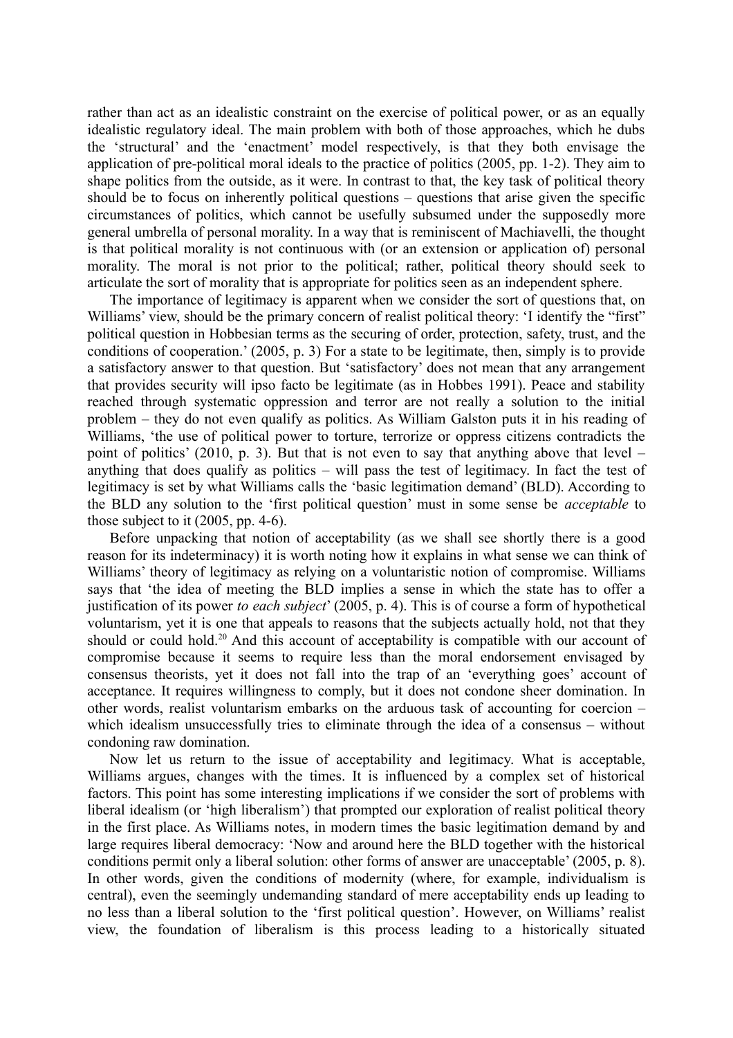rather than act as an idealistic constraint on the exercise of political power, or as an equally idealistic regulatory ideal. The main problem with both of those approaches, which he dubs the 'structural' and the 'enactment' model respectively, is that they both envisage the application of pre-political moral ideals to the practice of politics (2005, pp. 1-2). They aim to shape politics from the outside, as it were. In contrast to that, the key task of political theory should be to focus on inherently political questions – questions that arise given the specific circumstances of politics, which cannot be usefully subsumed under the supposedly more general umbrella of personal morality. In a way that is reminiscent of Machiavelli, the thought is that political morality is not continuous with (or an extension or application of) personal morality. The moral is not prior to the political; rather, political theory should seek to articulate the sort of morality that is appropriate for politics seen as an independent sphere.

The importance of legitimacy is apparent when we consider the sort of questions that, on Williams' view, should be the primary concern of realist political theory: 'I identify the "first" political question in Hobbesian terms as the securing of order, protection, safety, trust, and the conditions of cooperation.' (2005, p. 3) For a state to be legitimate, then, simply is to provide a satisfactory answer to that question. But 'satisfactory' does not mean that any arrangement that provides security will ipso facto be legitimate (as in Hobbes 1991). Peace and stability reached through systematic oppression and terror are not really a solution to the initial problem – they do not even qualify as politics. As William Galston puts it in his reading of Williams, 'the use of political power to torture, terrorize or oppress citizens contradicts the point of politics' (2010, p. 3). But that is not even to say that anything above that level – anything that does qualify as politics – will pass the test of legitimacy. In fact the test of legitimacy is set by what Williams calls the 'basic legitimation demand' (BLD). According to the BLD any solution to the 'first political question' must in some sense be *acceptable* to those subject to it (2005, pp. 4-6).

Before unpacking that notion of acceptability (as we shall see shortly there is a good reason for its indeterminacy) it is worth noting how it explains in what sense we can think of Williams' theory of legitimacy as relying on a voluntaristic notion of compromise. Williams says that 'the idea of meeting the BLD implies a sense in which the state has to offer a justification of its power *to each subject*' (2005, p. 4). This is of course a form of hypothetical voluntarism, yet it is one that appeals to reasons that the subjects actually hold, not that they should or could hold.[20] And this account of acceptability is compatible with our account of compromise because it seems to require less than the moral endorsement envisaged by consensus theorists, yet it does not fall into the trap of an 'everything goes' account of acceptance. It requires willingness to comply, but it does not condone sheer domination. In other words, realist voluntarism embarks on the arduous task of accounting for coercion – which idealism unsuccessfully tries to eliminate through the idea of a consensus – without condoning raw domination.

Now let us return to the issue of acceptability and legitimacy. What is acceptable, Williams argues, changes with the times. It is influenced by a complex set of historical factors. This point has some interesting implications if we consider the sort of problems with liberal idealism (or 'high liberalism') that prompted our exploration of realist political theory in the first place. As Williams notes, in modern times the basic legitimation demand by and large requires liberal democracy: 'Now and around here the BLD together with the historical conditions permit only a liberal solution: other forms of answer are unacceptable' (2005, p. 8). In other words, given the conditions of modernity (where, for example, individualism is central), even the seemingly undemanding standard of mere acceptability ends up leading to no less than a liberal solution to the 'first political question'. However, on Williams' realist view, the foundation of liberalism is this process leading to a historically situated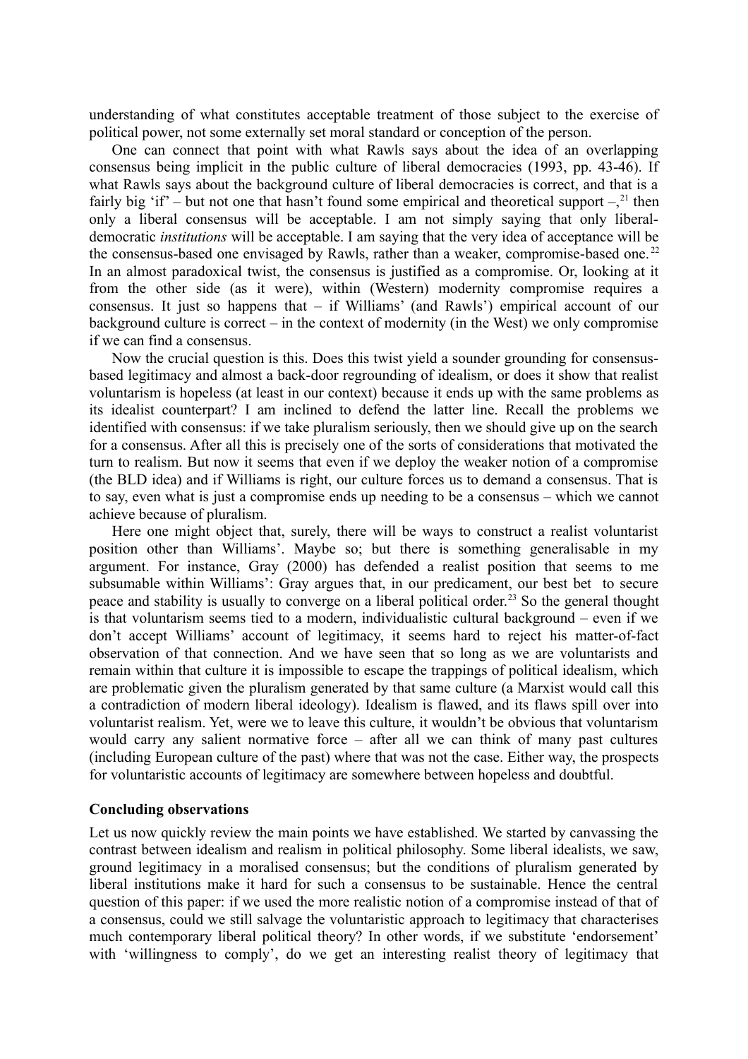understanding of what constitutes acceptable treatment of those subject to the exercise of political power, not some externally set moral standard or conception of the person.

One can connect that point with what Rawls says about the idea of an overlapping consensus being implicit in the public culture of liberal democracies (1993, pp. 43-46). If what Rawls says about the background culture of liberal democracies is correct, and that is a fairly big 'if' – but not one that hasn't found some empirical and theoretical support –,[21] then only a liberal consensus will be acceptable. I am not simply saying that only liberal-democratic *institutions* will be acceptable. I am saying that the very idea of acceptance will be the consensus-based one envisaged by Rawls, rather than a weaker, compromise-based one.[22] In an almost paradoxical twist, the consensus is justified as a compromise. Or, looking at it from the other side (as it were), within (Western) modernity compromise requires a consensus. It just so happens that – if Williams' (and Rawls') empirical account of our background culture is correct – in the context of modernity (in the West) we only compromise if we can find a consensus.

Now the crucial question is this. Does this twist yield a sounder grounding for consensus-based legitimacy and almost a back-door regrounding of idealism, or does it show that realist voluntarism is hopeless (at least in our context) because it ends up with the same problems as its idealist counterpart? I am inclined to defend the latter line. Recall the problems we identified with consensus: if we take pluralism seriously, then we should give up on the search for a consensus. After all this is precisely one of the sorts of considerations that motivated the turn to realism. But now it seems that even if we deploy the weaker notion of a compromise (the BLD idea) and if Williams is right, our culture forces us to demand a consensus. That is to say, even what is just a compromise ends up needing to be a consensus – which we cannot achieve because of pluralism.

Here one might object that, surely, there will be ways to construct a realist voluntarist position other than Williams'. Maybe so; but there is something generalisable in my argument. For instance, Gray (2000) has defended a realist position that seems to me subsumable within Williams': Gray argues that, in our predicament, our best bet to secure peace and stability is usually to converge on a liberal political order.[23] So the general thought is that voluntarism seems tied to a modern, individualistic cultural background – even if we don't accept Williams' account of legitimacy, it seems hard to reject his matter-of-fact observation of that connection. And we have seen that so long as we are voluntarists and remain within that culture it is impossible to escape the trappings of political idealism, which are problematic given the pluralism generated by that same culture (a Marxist would call this a contradiction of modern liberal ideology). Idealism is flawed, and its flaws spill over into voluntarist realism. Yet, were we to leave this culture, it wouldn't be obvious that voluntarism would carry any salient normative force – after all we can think of many past cultures (including European culture of the past) where that was not the case. Either way, the prospects for voluntaristic accounts of legitimacy are somewhere between hopeless and doubtful.

### Concluding observations

Let us now quickly review the main points we have established. We started by canvassing the contrast between idealism and realism in political philosophy. Some liberal idealists, we saw, ground legitimacy in a moralised consensus; but the conditions of pluralism generated by liberal institutions make it hard for such a consensus to be sustainable. Hence the central question of this paper: if we used the more realistic notion of a compromise instead of that of a consensus, could we still salvage the voluntaristic approach to legitimacy that characterises much contemporary liberal political theory? In other words, if we substitute 'endorsement' with 'willingness to comply', do we get an interesting realist theory of legitimacy that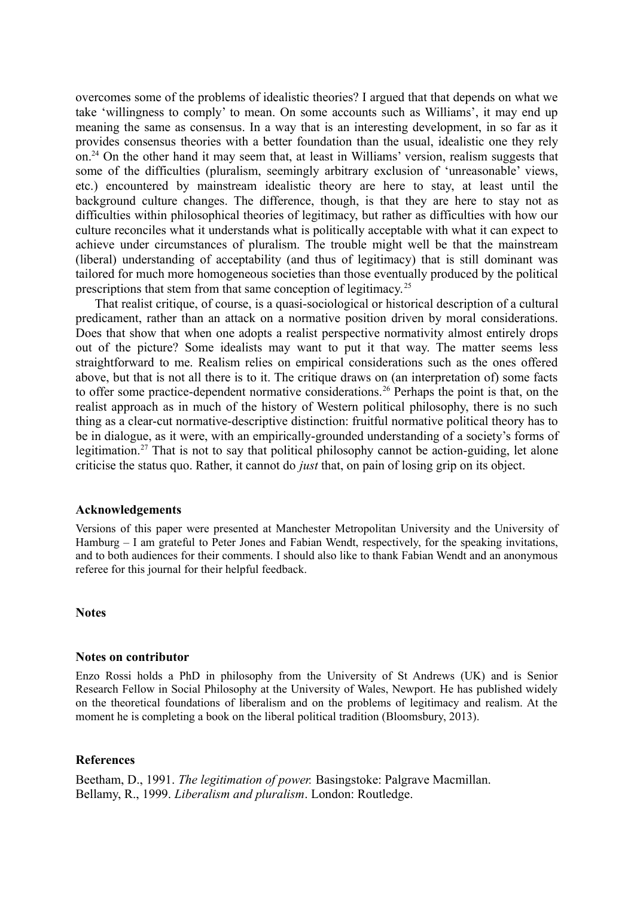overcomes some of the problems of idealistic theories? I argued that that depends on what we take 'willingness to comply' to mean. On some accounts such as Williams', it may end up meaning the same as consensus. In a way that is an interesting development, in so far as it provides consensus theories with a better foundation than the usual, idealistic one they rely on.[24] On the other hand it may seem that, at least in Williams' version, realism suggests that some of the difficulties (pluralism, seemingly arbitrary exclusion of 'unreasonable' views, etc.) encountered by mainstream idealistic theory are here to stay, at least until the background culture changes. The difference, though, is that they are here to stay not as difficulties within philosophical theories of legitimacy, but rather as difficulties with how our culture reconciles what it understands what is politically acceptable with what it can expect to achieve under circumstances of pluralism. The trouble might well be that the mainstream (liberal) understanding of acceptability (and thus of legitimacy) that is still dominant was tailored for much more homogeneous societies than those eventually produced by the political prescriptions that stem from that same conception of legitimacy.[25]

That realist critique, of course, is a quasi-sociological or historical description of a cultural predicament, rather than an attack on a normative position driven by moral considerations. Does that show that when one adopts a realist perspective normativity almost entirely drops out of the picture? Some idealists may want to put it that way. The matter seems less straightforward to me. Realism relies on empirical considerations such as the ones offered above, but that is not all there is to it. The critique draws on (an interpretation of) some facts to offer some practice-dependent normative considerations.[26] Perhaps the point is that, on the realist approach as in much of the history of Western political philosophy, there is no such thing as a clear-cut normative-descriptive distinction: fruitful normative political theory has to be in dialogue, as it were, with an empirically-grounded understanding of a society's forms of legitimation.[27] That is not to say that political philosophy cannot be action-guiding, let alone criticise the status quo. Rather, it cannot do *just* that, on pain of losing grip on its object.

### Acknowledgements

Versions of this paper were presented at Manchester Metropolitan University and the University of Hamburg – I am grateful to Peter Jones and Fabian Wendt, respectively, for the speaking invitations, and to both audiences for their comments. I should also like to thank Fabian Wendt and an anonymous referee for this journal for their helpful feedback.

### Notes

### Notes on contributor

Enzo Rossi holds a PhD in philosophy from the University of St Andrews (UK) and is Senior Research Fellow in Social Philosophy at the University of Wales, Newport. He has published widely on the theoretical foundations of liberalism and on the problems of legitimacy and realism. At the moment he is completing a book on the liberal political tradition (Bloomsbury, 2013).

### References

Beetham, D., 1991. *The legitimation of power.* Basingstoke: Palgrave Macmillan.

Bellamy, R., 1999. *Liberalism and pluralism*. London: Routledge.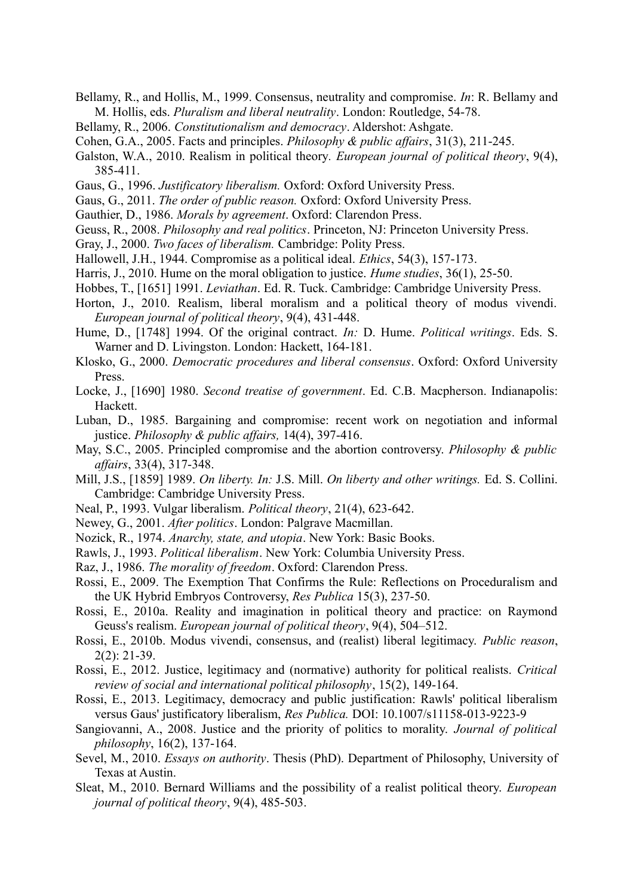Bellamy, R., and Hollis, M., 1999. Consensus, neutrality and compromise. *In*: R. Bellamy and M. Hollis, eds. *Pluralism and liberal neutrality*. London: Routledge, 54-78.

Bellamy, R., 2006. *Constitutionalism and democracy*. Aldershot: Ashgate.

Cohen, G.A., 2005. Facts and principles. *Philosophy & public affairs*, 31(3), 211-245.

Galston, W.A., 2010. Realism in political theory. *European journal of political theory*, 9(4), 385-411.

Gaus, G., 1996. *Justificatory liberalism.* Oxford: Oxford University Press.

Gaus, G., 2011. *The order of public reason.* Oxford: Oxford University Press.

Gauthier, D., 1986. *Morals by agreement*. Oxford: Clarendon Press.

Geuss, R., 2008. *Philosophy and real politics*. Princeton, NJ: Princeton University Press.

Gray, J., 2000. *Two faces of liberalism.* Cambridge: Polity Press.

Hallowell, J.H., 1944. Compromise as a political ideal. *Ethics*, 54(3), 157-173.

Harris, J., 2010. Hume on the moral obligation to justice. *Hume studies*, 36(1), 25-50.

Hobbes, T., [1651] 1991. *Leviathan*. Ed. R. Tuck. Cambridge: Cambridge University Press.

Horton, J., 2010. Realism, liberal moralism and a political theory of modus vivendi. *European journal of political theory*, 9(4), 431-448.

Hume, D., [1748] 1994. Of the original contract. *In:* D. Hume. *Political writings*. Eds. S. Warner and D. Livingston. London: Hackett, 164-181.

Klosko, G., 2000. *Democratic procedures and liberal consensus*. Oxford: Oxford University Press.

Locke, J., [1690] 1980. *Second treatise of government*. Ed. C.B. Macpherson. Indianapolis: Hackett.

Luban, D., 1985. Bargaining and compromise: recent work on negotiation and informal justice. *Philosophy & public affairs,* 14(4), 397-416.

May, S.C., 2005. Principled compromise and the abortion controversy. *Philosophy & public affairs*, 33(4), 317-348.

Mill, J.S., [1859] 1989. *On liberty. In:* J.S. Mill. *On liberty and other writings.* Ed. S. Collini. Cambridge: Cambridge University Press.

Neal, P., 1993. Vulgar liberalism. *Political theory*, 21(4), 623-642.

Newey, G., 2001. *After politics*. London: Palgrave Macmillan.

Nozick, R., 1974. *Anarchy, state, and utopia*. New York: Basic Books.

Rawls, J., 1993. *Political liberalism*. New York: Columbia University Press.

Raz, J., 1986. *The morality of freedom*. Oxford: Clarendon Press.

Rossi, E., 2009. The Exemption That Confirms the Rule: Reflections on Proceduralism and the UK Hybrid Embryos Controversy, *Res Publica* 15(3), 237-50.

Rossi, E., 2010a. Reality and imagination in political theory and practice: on Raymond Geuss's realism. *European journal of political theory*, 9(4), 504–512.

Rossi, E., 2010b. Modus vivendi, consensus, and (realist) liberal legitimacy. *Public reason*, 2(2): 21-39.

Rossi, E., 2012. Justice, legitimacy and (normative) authority for political realists. *Critical review of social and international political philosophy*, 15(2), 149-164.

Rossi, E., 2013. Legitimacy, democracy and public justification: Rawls' political liberalism versus Gaus' justificatory liberalism, *Res Publica.* DOI: 10.1007/s11158-013-9223-9

Sangiovanni, A., 2008. Justice and the priority of politics to morality. *Journal of political philosophy*, 16(2), 137-164.

Sevel, M., 2010. *Essays on authority*. Thesis (PhD). Department of Philosophy, University of Texas at Austin.

Sleat, M., 2010. Bernard Williams and the possibility of a realist political theory. *European journal of political theory*, 9(4), 485-503.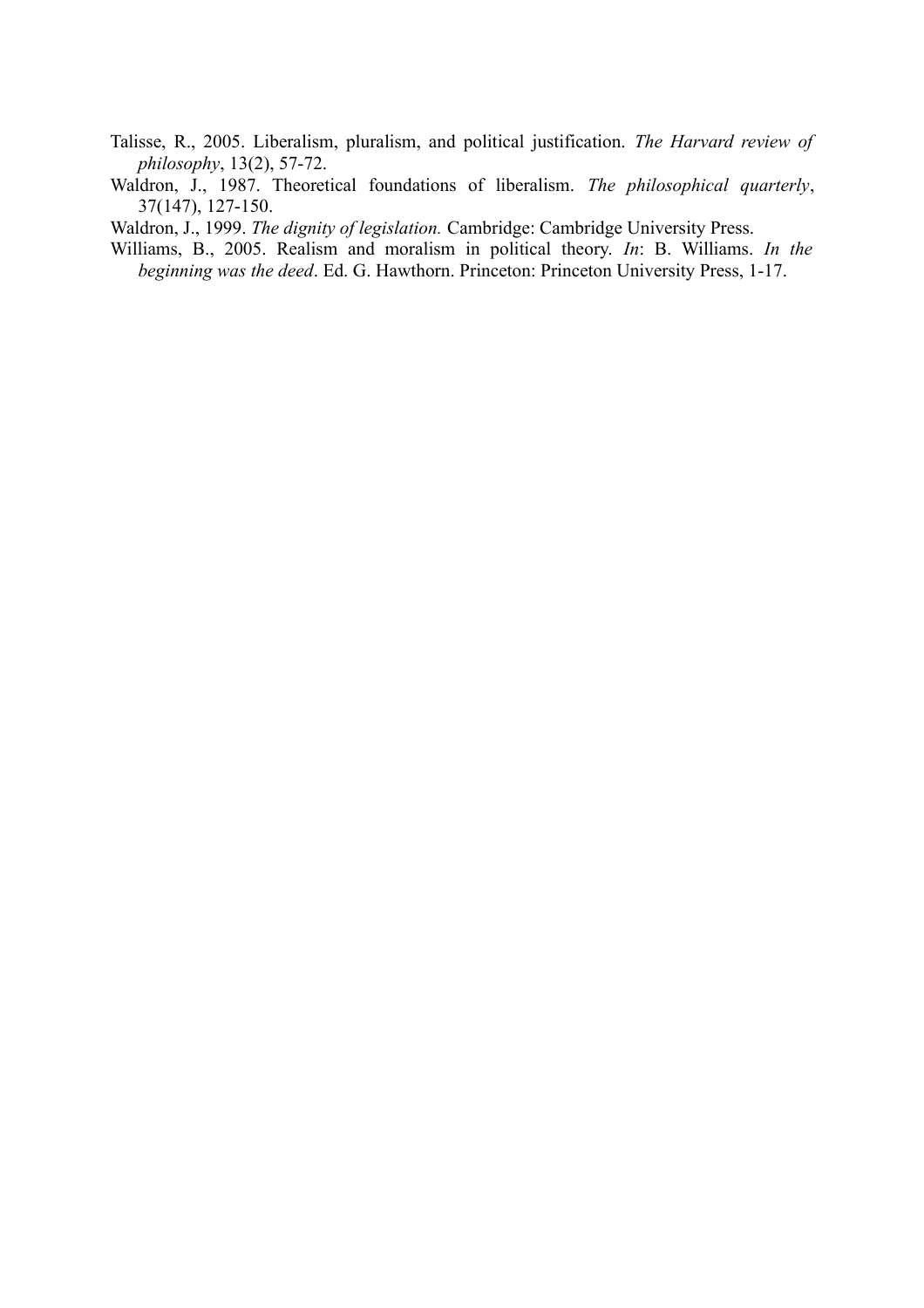Talisse, R., 2005. Liberalism, pluralism, and political justification. *The Harvard review of philosophy*, 13(2), 57-72.

Waldron, J., 1987. Theoretical foundations of liberalism. *The philosophical quarterly*, 37(147), 127-150.

Waldron, J., 1999. *The dignity of legislation.* Cambridge: Cambridge University Press.

Williams, B., 2005. Realism and moralism in political theory. *In*: B. Williams. *In the beginning was the deed*. Ed. G. Hawthorn. Princeton: Princeton University Press, 1-17.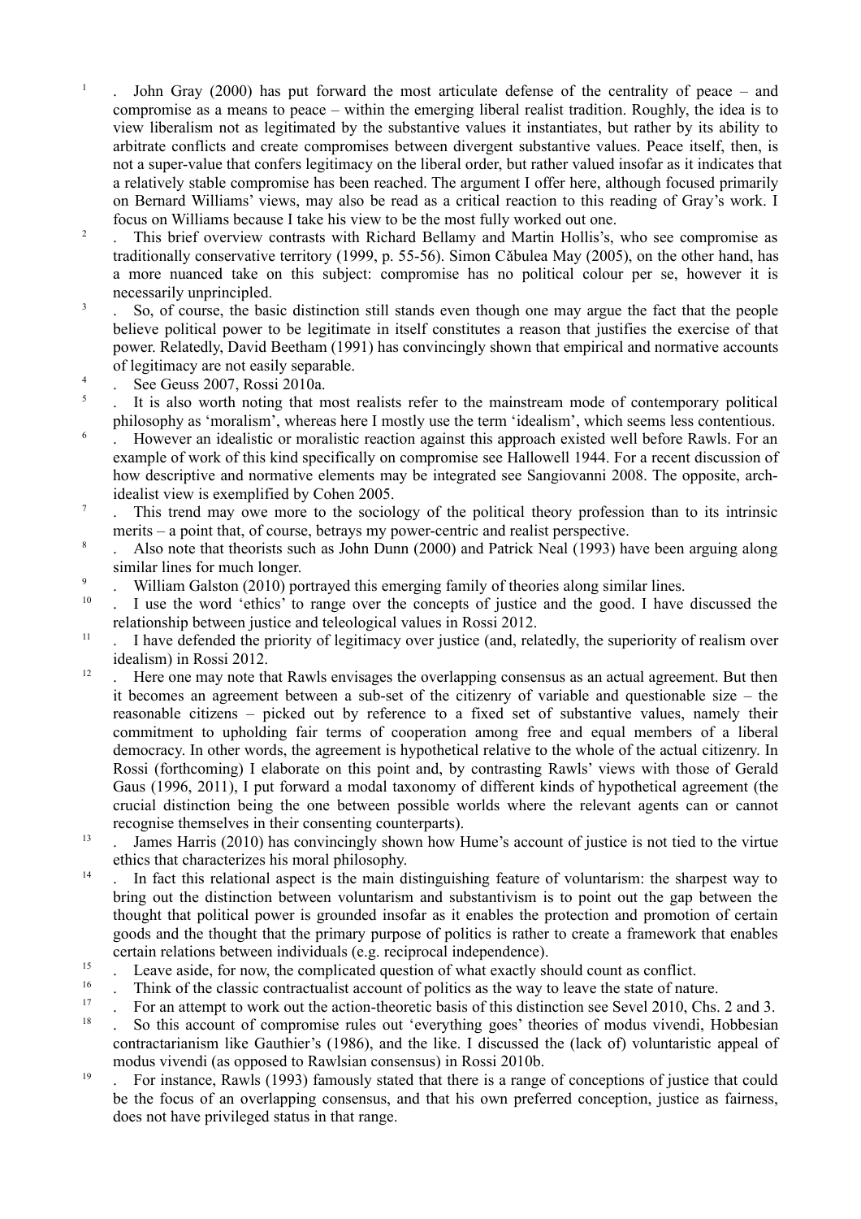1. John Gray (2000) has put forward the most articulate defense of the centrality of peace – and compromise as a means to peace – within the emerging liberal realist tradition. Roughly, the idea is to view liberalism not as legitimated by the substantive values it instantiates, but rather by its ability to arbitrate conflicts and create compromises between divergent substantive values. Peace itself, then, is not a super-value that confers legitimacy on the liberal order, but rather valued insofar as it indicates that a relatively stable compromise has been reached. The argument I offer here, although focused primarily on Bernard Williams' views, may also be read as a critical reaction to this reading of Gray's work. I focus on Williams because I take his view to be the most fully worked out one.

2. This brief overview contrasts with Richard Bellamy and Martin Hollis's, who see compromise as traditionally conservative territory (1999, p. 55-56). Simon Căbulea May (2005), on the other hand, has a more nuanced take on this subject: compromise has no political colour per se, however it is necessarily unprincipled.

3. So, of course, the basic distinction still stands even though one may argue the fact that the people believe political power to be legitimate in itself constitutes a reason that justifies the exercise of that power. Relatedly, David Beetham (1991) has convincingly shown that empirical and normative accounts of legitimacy are not easily separable.

4. See Geuss 2007, Rossi 2010a.

5. It is also worth noting that most realists refer to the mainstream mode of contemporary political philosophy as 'moralism', whereas here I mostly use the term 'idealism', which seems less contentious.

6. However an idealistic or moralistic reaction against this approach existed well before Rawls. For an example of work of this kind specifically on compromise see Hallowell 1944. For a recent discussion of how descriptive and normative elements may be integrated see Sangiovanni 2008. The opposite, arch-idealist view is exemplified by Cohen 2005.

7. This trend may owe more to the sociology of the political theory profession than to its intrinsic merits – a point that, of course, betrays my power-centric and realist perspective.

8. Also note that theorists such as John Dunn (2000) and Patrick Neal (1993) have been arguing along similar lines for much longer.

9. William Galston (2010) portrayed this emerging family of theories along similar lines.

10. I use the word 'ethics' to range over the concepts of justice and the good. I have discussed the relationship between justice and teleological values in Rossi 2012.

11. I have defended the priority of legitimacy over justice (and, relatedly, the superiority of realism over idealism) in Rossi 2012.

12. Here one may note that Rawls envisages the overlapping consensus as an actual agreement. But then it becomes an agreement between a sub-set of the citizenry of variable and questionable size – the reasonable citizens – picked out by reference to a fixed set of substantive values, namely their commitment to upholding fair terms of cooperation among free and equal members of a liberal democracy. In other words, the agreement is hypothetical relative to the whole of the actual citizenry. In Rossi (forthcoming) I elaborate on this point and, by contrasting Rawls' views with those of Gerald Gaus (1996, 2011), I put forward a modal taxonomy of different kinds of hypothetical agreement (the crucial distinction being the one between possible worlds where the relevant agents can or cannot recognise themselves in their consenting counterparts).

13. James Harris (2010) has convincingly shown how Hume's account of justice is not tied to the virtue ethics that characterizes his moral philosophy.

14. In fact this relational aspect is the main distinguishing feature of voluntarism: the sharpest way to bring out the distinction between voluntarism and substantivism is to point out the gap between the thought that political power is grounded insofar as it enables the protection and promotion of certain goods and the thought that the primary purpose of politics is rather to create a framework that enables certain relations between individuals (e.g. reciprocal independence).

15. Leave aside, for now, the complicated question of what exactly should count as conflict.

16. Think of the classic contractualist account of politics as the way to leave the state of nature.

17. For an attempt to work out the action-theoretic basis of this distinction see Sevel 2010, Chs. 2 and 3.

18. So this account of compromise rules out 'everything goes' theories of modus vivendi, Hobbesian contractarianism like Gauthier's (1986), and the like. I discussed the (lack of) voluntaristic appeal of modus vivendi (as opposed to Rawlsian consensus) in Rossi 2010b.

19. For instance, Rawls (1993) famously stated that there is a range of conceptions of justice that could be the focus of an overlapping consensus, and that his own preferred conception, justice as fairness, does not have privileged status in that range.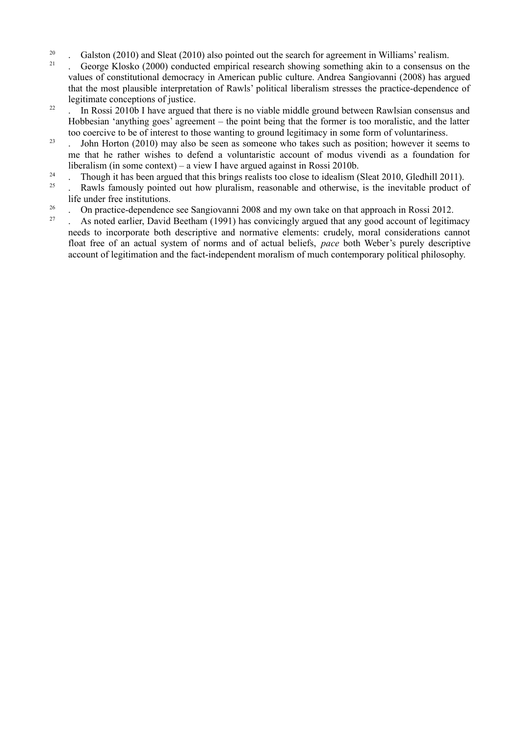[20]. Galston (2010) and Sleat (2010) also pointed out the search for agreement in Williams' realism.

[21]. George Klosko (2000) conducted empirical research showing something akin to a consensus on the values of constitutional democracy in American public culture. Andrea Sangiovanni (2008) has argued that the most plausible interpretation of Rawls' political liberalism stresses the practice-dependence of legitimate conceptions of justice.

[22]. In Rossi 2010b I have argued that there is no viable middle ground between Rawlsian consensus and Hobbesian 'anything goes' agreement – the point being that the former is too moralistic, and the latter too coercive to be of interest to those wanting to ground legitimacy in some form of voluntariness.

[23]. John Horton (2010) may also be seen as someone who takes such as position; however it seems to me that he rather wishes to defend a voluntaristic account of modus vivendi as a foundation for liberalism (in some context) – a view I have argued against in Rossi 2010b.

[24]. Though it has been argued that this brings realists too close to idealism (Sleat 2010, Gledhill 2011).

[25]. Rawls famously pointed out how pluralism, reasonable and otherwise, is the inevitable product of life under free institutions.

[26]. On practice-dependence see Sangiovanni 2008 and my own take on that approach in Rossi 2012.

[27]. As noted earlier, David Beetham (1991) has convicingly argued that any good account of legitimacy needs to incorporate both descriptive and normative elements: crudely, moral considerations cannot float free of an actual system of norms and of actual beliefs, *pace* both Weber's purely descriptive account of legitimation and the fact-independent moralism of much contemporary political philosophy.